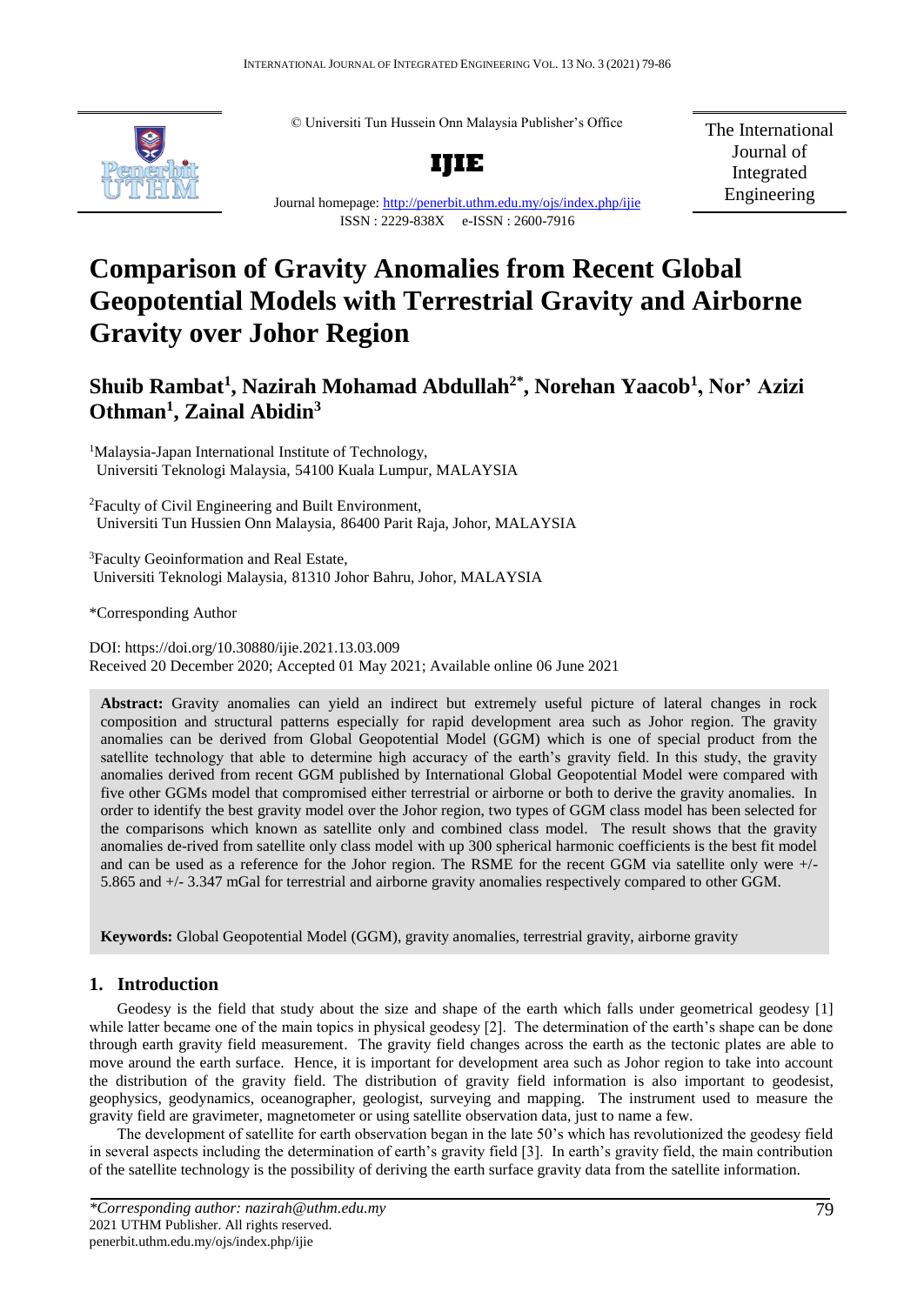© Universiti Tun Hussein Onn Malaysia Publisher's Office

**IJIE**

Journal homepage: http://penerbit.uthm.edu.my/ojs/index.php/ijie

ISSN : 2229-838X e-ISSN : 2600-7916

The International Journal of Integrated Engineering

# Comparison of Gravity Anomalies from Recent Global Geopotential Models with Terrestrial Gravity and Airborne Gravity over Johor Region

**Shuib Rambat[1], Nazirah Mohamad Abdullah[2*], Norehan Yaacob[1], Nor' Azizi Othman[1], Zainal Abidin[3]**

[1]Malaysia-Japan International Institute of Technology, Universiti Teknologi Malaysia, 54100 Kuala Lumpur, MALAYSIA

[2]Faculty of Civil Engineering and Built Environment, Universiti Tun Hussien Onn Malaysia, 86400 Parit Raja, Johor, MALAYSIA

[3]Faculty Geoinformation and Real Estate, Universiti Teknologi Malaysia, 81310 Johor Bahru, Johor, MALAYSIA

*Corresponding Author

DOI: https://doi.org/10.30880/ijie.2021.13.03.009

Received 20 December 2020; Accepted 01 May 2021; Available online 06 June 2021

**Abstract:** Gravity anomalies can yield an indirect but extremely useful picture of lateral changes in rock composition and structural patterns especially for rapid development area such as Johor region. The gravity anomalies can be derived from Global Geopotential Model (GGM) which is one of special product from the satellite technology that able to determine high accuracy of the earth's gravity field. In this study, the gravity anomalies derived from recent GGM published by International Global Geopotential Model were compared with five other GGMs model that compromised either terrestrial or airborne or both to derive the gravity anomalies. In order to identify the best gravity model over the Johor region, two types of GGM class model has been selected for the comparisons which known as satellite only and combined class model. The result shows that the gravity anomalies de-rived from satellite only class model with up 300 spherical harmonic coefficients is the best fit model and can be used as a reference for the Johor region. The RSME for the recent GGM via satellite only were +/- 5.865 and +/- 3.347 mGal for terrestrial and airborne gravity anomalies respectively compared to other GGM.

**Keywords:** Global Geopotential Model (GGM), gravity anomalies, terrestrial gravity, airborne gravity

## 1. Introduction

Geodesy is the field that study about the size and shape of the earth which falls under geometrical geodesy [1] while latter became one of the main topics in physical geodesy [2]. The determination of the earth's shape can be done through earth gravity field measurement. The gravity field changes across the earth as the tectonic plates are able to move around the earth surface. Hence, it is important for development area such as Johor region to take into account the distribution of the gravity field. The distribution of gravity field information is also important to geodesist, geophysics, geodynamics, oceanographer, geologist, surveying and mapping. The instrument used to measure the gravity field are gravimeter, magnetometer or using satellite observation data, just to name a few.

The development of satellite for earth observation began in the late 50's which has revolutionized the geodesy field in several aspects including the determination of earth's gravity field [3]. In earth's gravity field, the main contribution of the satellite technology is the possibility of deriving the earth surface gravity data from the satellite information.

*\*Corresponding author: nazirah@uthm.edu.my*
2021 UTHM Publisher. All rights reserved.
penerbit.uthm.edu.my/ojs/index.php/ijie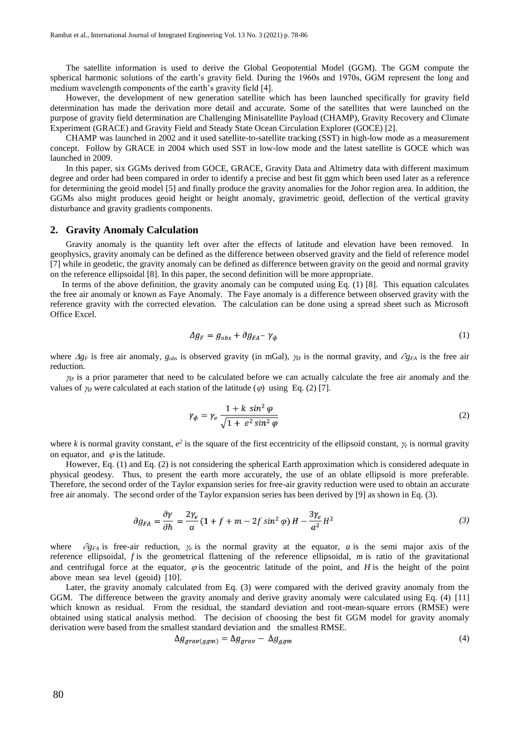The satellite information is used to derive the Global Geopotential Model (GGM). The GGM compute the spherical harmonic solutions of the earth's gravity field. During the 1960s and 1970s, GGM represent the long and medium wavelength components of the earth's gravity field [4].

However, the development of new generation satellite which has been launched specifically for gravity field determination has made the derivation more detail and accurate. Some of the satellites that were launched on the purpose of gravity field determination are Challenging Minisatellite Payload (CHAMP), Gravity Recovery and Climate Experiment (GRACE) and Gravity Field and Steady State Ocean Circulation Explorer (GOCE) [2].

CHAMP was launched in 2002 and it used satellite-to-satellite tracking (SST) in high-low mode as a measurement concept. Follow by GRACE in 2004 which used SST in low-low mode and the latest satellite is GOCE which was launched in 2009.

In this paper, six GGMs derived from GOCE, GRACE, Gravity Data and Altimetry data with different maximum degree and order had been compared in order to identify a precise and best fit ggm which been used later as a reference for determining the geoid model [5] and finally produce the gravity anomalies for the Johor region area. In addition, the GGMs also might produces geoid height or height anomaly, gravimetric geoid, deflection of the vertical gravity disturbance and gravity gradients components.

## 2. Gravity Anomaly Calculation

Gravity anomaly is the quantity left over after the effects of latitude and elevation have been removed. In geophysics, gravity anomaly can be defined as the difference between observed gravity and the field of reference model [7] while in geodetic, the gravity anomaly can be defined as difference between gravity on the geoid and normal gravity on the reference ellipsoidal [8]. In this paper, the second definition will be more appropriate.

In terms of the above definition, the gravity anomaly can be computed using Eq. (1) [8]. This equation calculates the free air anomaly or known as Faye Anomaly. The Faye anomaly is a difference between observed gravity with the reference gravity with the corrected elevation. The calculation can be done using a spread sheet such as Microsoft Office Excel.

$$\Delta g_F = g_{obs} + \partial g_{FA} - \gamma_\phi \tag{1}$$

where $\Delta g_F$ is free air anomaly, $g_{obs}$ is observed gravity (in mGal), $\gamma_\emptyset$ is the normal gravity, and $\partial g_{FA}$ is the free air reduction.

$\gamma_\emptyset$ is a prior parameter that need to be calculated before we can actually calculate the free air anomaly and the values of $\gamma_\emptyset$ were calculated at each station of the latitude ($\varphi$) using Eq. (2) [7].

$$\gamma_\phi = \gamma_e \frac{1 + k \sin^2 \varphi}{\sqrt{1 + e^2 \sin^2 \varphi}} \tag{2}$$

where $k$ is normal gravity constant, $e^2$ is the square of the first eccentricity of the ellipsoid constant, $\gamma_e$ is normal gravity on equator, and $\varphi$ is the latitude.

However, Eq. (1) and Eq. (2) is not considering the spherical Earth approximation which is considered adequate in physical geodesy. Thus, to present the earth more accurately, the use of an oblate ellipsoid is more preferable. Therefore, the second order of the Taylor expansion series for free-air gravity reduction were used to obtain an accurate free air anomaly. The second order of the Taylor expansion series has been derived by [9] as shown in Eq. (3).

$$\partial g_{FA} = \frac{\partial \gamma}{\partial h} = \frac{2\gamma_e}{a}(1 + f + m - 2f \sin^2 \varphi) H - \frac{3\gamma_e}{a^2} H^2 \tag{3}$$

where $\partial g_{FA}$ is free-air reduction, $\gamma_e$ is the normal gravity at the equator, $a$ is the semi major axis of the reference ellipsoidal, $f$ is the geometrical flattening of the reference ellipsoidal, $m$ is ratio of the gravitational and centrifugal force at the equator, $\varphi$ is the geocentric latitude of the point, and $H$ is the height of the point above mean sea level (geoid) [10].

Later, the gravity anomaly calculated from Eq. (3) were compared with the derived gravity anomaly from the GGM. The difference between the gravity anomaly and derive gravity anomaly were calculated using Eq. (4) [11] which known as residual. From the residual, the standard deviation and root-mean-square errors (RMSE) were obtained using statical analysis method. The decision of choosing the best fit GGM model for gravity anomaly derivation were based from the smallest standard deviation and the smallest RMSE.

$$\Delta g_{grav(ggm)} = \Delta g_{grav} - \Delta g_{ggm} \tag{4}$$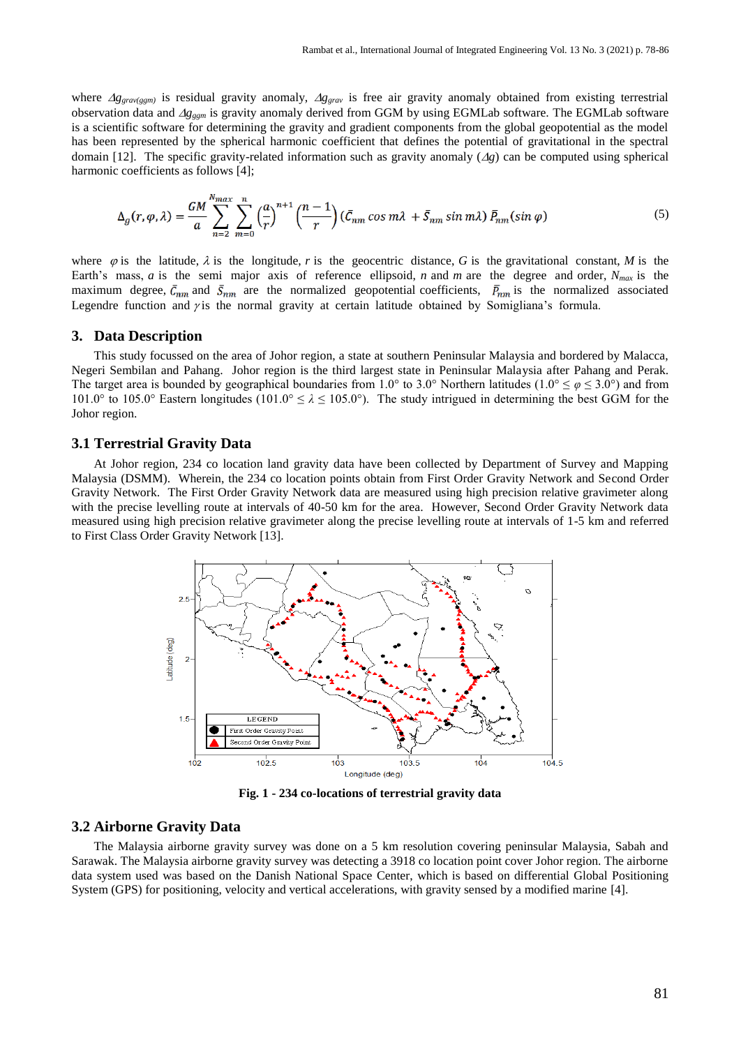where $\Delta g_{grav(ggm)}$ is residual gravity anomaly, $\Delta g_{grav}$ is free air gravity anomaly obtained from existing terrestrial observation data and $\Delta g_{ggm}$ is gravity anomaly derived from GGM by using EGMLab software. The EGMLab software is a scientific software for determining the gravity and gradient components from the global geopotential as the model has been represented by the spherical harmonic coefficient that defines the potential of gravitational in the spectral domain [12]. The specific gravity-related information such as gravity anomaly ($\Delta g$) can be computed using spherical harmonic coefficients as follows [4];

$$\Delta_g(r,\varphi,\lambda) = \frac{GM}{a}\sum_{n=2}^{N_{max}}\sum_{m=0}^{n}\left(\frac{a}{r}\right)^{n+1}\left(\frac{n-1}{r}\right)\left(\bar{C}_{nm}\cos m\lambda + \bar{S}_{nm}\sin m\lambda\right)\bar{P}_{nm}(\sin\varphi) \tag{5}$$

where $\varphi$ is the latitude, $\lambda$ is the longitude, $r$ is the geocentric distance, $G$ is the gravitational constant, $M$ is the Earth's mass, $a$ is the semi major axis of reference ellipsoid, $n$ and $m$ are the degree and order, $N_{max}$ is the maximum degree, $\bar{C}_{nm}$ and $\bar{S}_{nm}$ are the normalized geopotential coefficients, $\bar{P}_{nm}$ is the normalized associated Legendre function and $\gamma$ is the normal gravity at certain latitude obtained by Somigliana's formula.

## 3. Data Description

This study focussed on the area of Johor region, a state at southern Peninsular Malaysia and bordered by Malacca, Negeri Sembilan and Pahang. Johor region is the third largest state in Peninsular Malaysia after Pahang and Perak. The target area is bounded by geographical boundaries from 1.0° to 3.0° Northern latitudes (1.0° ≤ $\varphi$ ≤ 3.0°) and from 101.0° to 105.0° Eastern longitudes (101.0° ≤ $\lambda$ ≤ 105.0°). The study intrigued in determining the best GGM for the Johor region.

### 3.1 Terrestrial Gravity Data

At Johor region, 234 co location land gravity data have been collected by Department of Survey and Mapping Malaysia (DSMM). Wherein, the 234 co location points obtain from First Order Gravity Network and Second Order Gravity Network. The First Order Gravity Network data are measured using high precision relative gravimeter along with the precise levelling route at intervals of 40-50 km for the area. However, Second Order Gravity Network data measured using high precision relative gravimeter along the precise levelling route at intervals of 1-5 km and referred to First Class Order Gravity Network [13].

**Fig. 1 - 234 co-locations of terrestrial gravity data**

### 3.2 Airborne Gravity Data

The Malaysia airborne gravity survey was done on a 5 km resolution covering peninsular Malaysia, Sabah and Sarawak. The Malaysia airborne gravity survey was detecting a 3918 co location point cover Johor region. The airborne data system used was based on the Danish National Space Center, which is based on differential Global Positioning System (GPS) for positioning, velocity and vertical accelerations, with gravity sensed by a modified marine [4].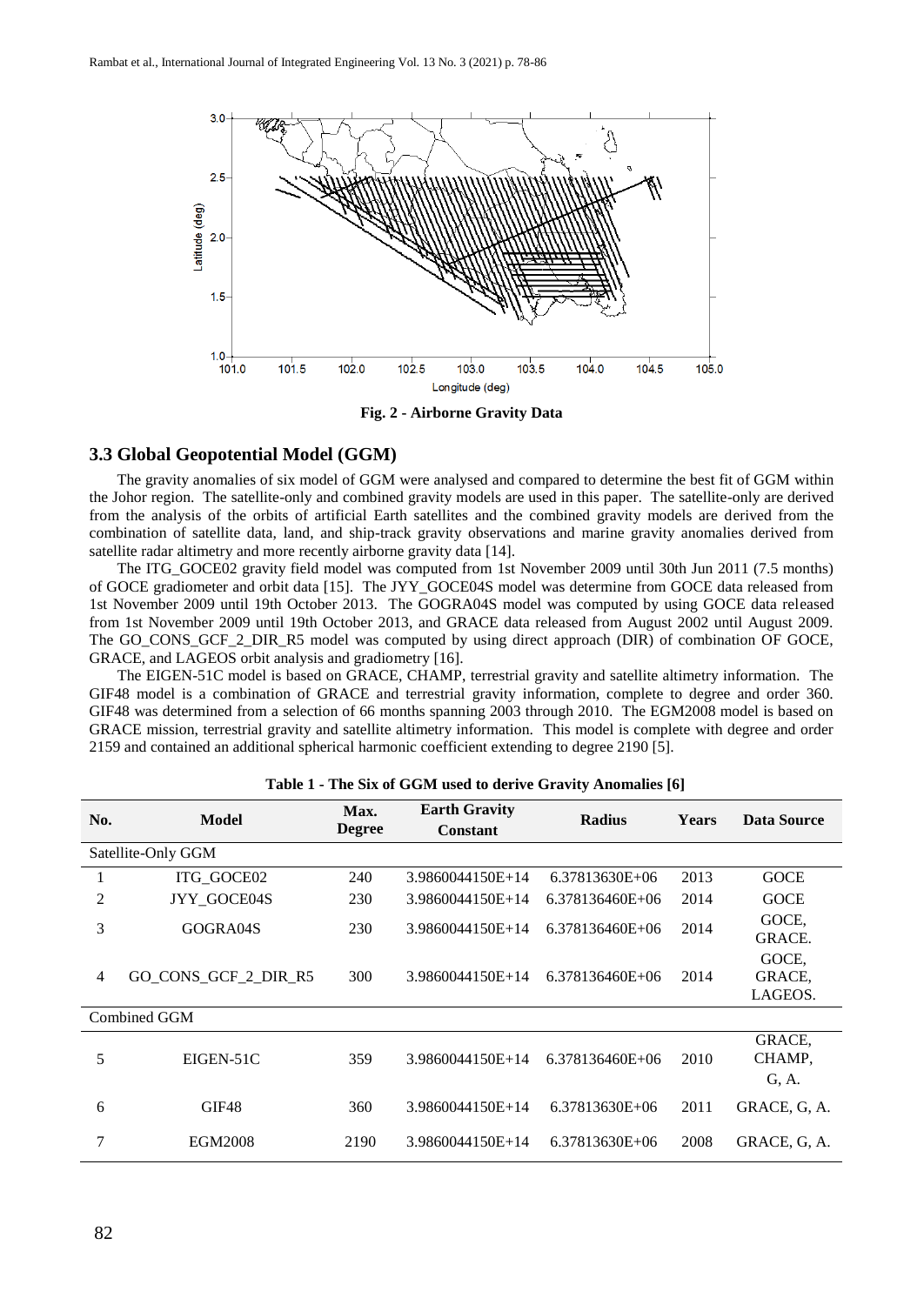Fig. 2 - Airborne Gravity Data

### 3.3 Global Geopotential Model (GGM)

The gravity anomalies of six model of GGM were analysed and compared to determine the best fit of GGM within the Johor region. The satellite-only and combined gravity models are used in this paper. The satellite-only are derived from the analysis of the orbits of artificial Earth satellites and the combined gravity models are derived from the combination of satellite data, land, and ship-track gravity observations and marine gravity anomalies derived from satellite radar altimetry and more recently airborne gravity data [14].

The ITG_GOCE02 gravity field model was computed from 1st November 2009 until 30th Jun 2011 (7.5 months) of GOCE gradiometer and orbit data [15]. The JYY_GOCE04S model was determine from GOCE data released from 1st November 2009 until 19th October 2013. The GOGRA04S model was computed by using GOCE data released from 1st November 2009 until 19th October 2013, and GRACE data released from August 2002 until August 2009. The GO_CONS_GCF_2_DIR_R5 model was computed by using direct approach (DIR) of combination OF GOCE, GRACE, and LAGEOS orbit analysis and gradiometry [16].

The EIGEN-51C model is based on GRACE, CHAMP, terrestrial gravity and satellite altimetry information. The GIF48 model is a combination of GRACE and terrestrial gravity information, complete to degree and order 360. GIF48 was determined from a selection of 66 months spanning 2003 through 2010. The EGM2008 model is based on GRACE mission, terrestrial gravity and satellite altimetry information. This model is complete with degree and order 2159 and contained an additional spherical harmonic coefficient extending to degree 2190 [5].

**Table 1 - The Six of GGM used to derive Gravity Anomalies [6]**

| No. | Model | Max. Degree | Earth Gravity Constant | Radius | Years | Data Source |
|---|---|---|---|---|---|---|
| Satellite-Only GGM | | | | | | |
| 1 | ITG_GOCE02 | 240 | 3.9860044150E+14 | 6.37813630E+06 | 2013 | GOCE |
| 2 | JYY_GOCE04S | 230 | 3.9860044150E+14 | 6.378136460E+06 | 2014 | GOCE |
| 3 | GOGRA04S | 230 | 3.9860044150E+14 | 6.378136460E+06 | 2014 | GOCE, GRACE. |
| 4 | GO_CONS_GCF_2_DIR_R5 | 300 | 3.9860044150E+14 | 6.378136460E+06 | 2014 | GOCE, GRACE, LAGEOS. |
| Combined GGM | | | | | | |
| 5 | EIGEN-51C | 359 | 3.9860044150E+14 | 6.378136460E+06 | 2010 | GRACE, CHAMP, G, A. |
| 6 | GIF48 | 360 | 3.9860044150E+14 | 6.37813630E+06 | 2011 | GRACE, G, A. |
| 7 | EGM2008 | 2190 | 3.9860044150E+14 | 6.37813630E+06 | 2008 | GRACE, G, A. |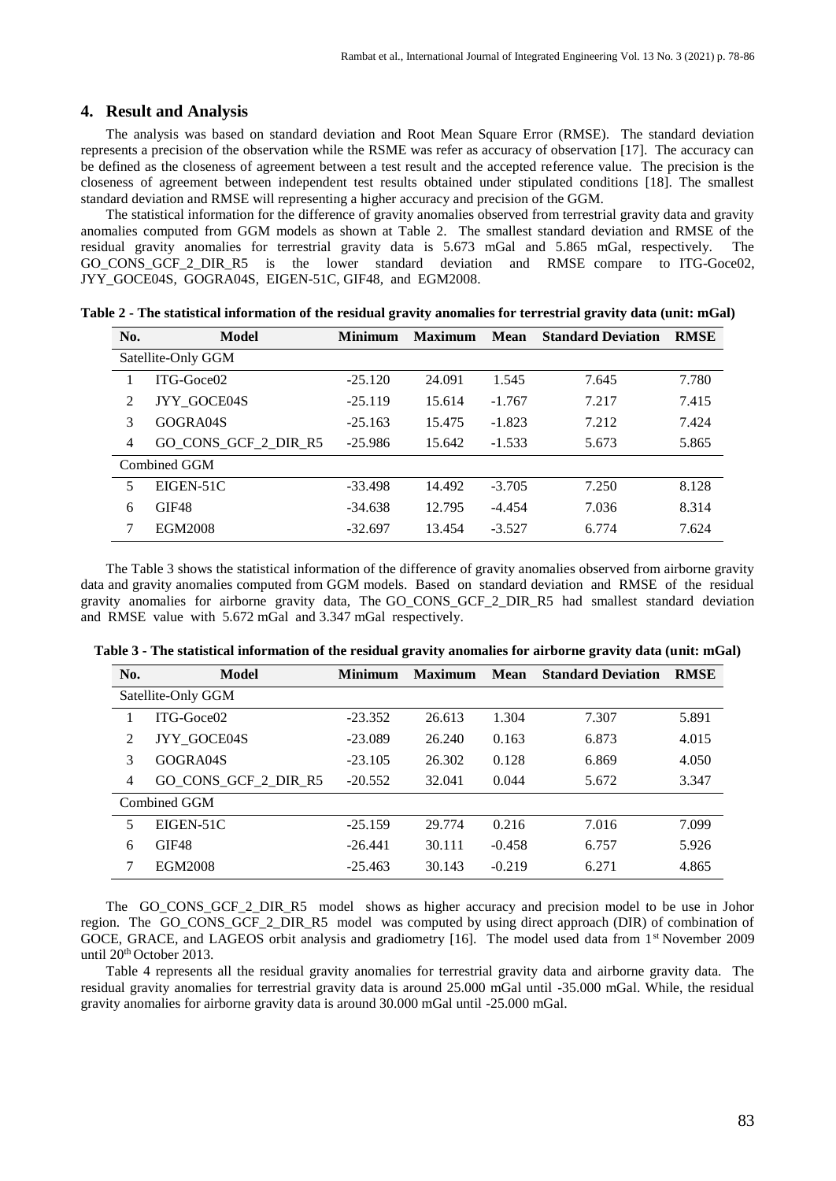## 4. Result and Analysis

The analysis was based on standard deviation and Root Mean Square Error (RMSE). The standard deviation represents a precision of the observation while the RSME was refer as accuracy of observation [17]. The accuracy can be defined as the closeness of agreement between a test result and the accepted reference value. The precision is the closeness of agreement between independent test results obtained under stipulated conditions [18]. The smallest standard deviation and RMSE will representing a higher accuracy and precision of the GGM.

The statistical information for the difference of gravity anomalies observed from terrestrial gravity data and gravity anomalies computed from GGM models as shown at Table 2. The smallest standard deviation and RMSE of the residual gravity anomalies for terrestrial gravity data is 5.673 mGal and 5.865 mGal, respectively. The GO_CONS_GCF_2_DIR_R5 is the lower standard deviation and RMSE compare to ITG-Goce02, JYY_GOCE04S, GOGRA04S, EIGEN-51C, GIF48, and EGM2008.

**Table 2 - The statistical information of the residual gravity anomalies for terrestrial gravity data (unit: mGal)**

| No. | Model | Minimum | Maximum | Mean | Standard Deviation | RMSE |
|---|---|---|---|---|---|---|
| Satellite-Only GGM | | | | | | |
| 1 | ITG-Goce02 | -25.120 | 24.091 | 1.545 | 7.645 | 7.780 |
| 2 | JYY_GOCE04S | -25.119 | 15.614 | -1.767 | 7.217 | 7.415 |
| 3 | GOGRA04S | -25.163 | 15.475 | -1.823 | 7.212 | 7.424 |
| 4 | GO_CONS_GCF_2_DIR_R5 | -25.986 | 15.642 | -1.533 | 5.673 | 5.865 |
| Combined GGM | | | | | | |
| 5 | EIGEN-51C | -33.498 | 14.492 | -3.705 | 7.250 | 8.128 |
| 6 | GIF48 | -34.638 | 12.795 | -4.454 | 7.036 | 8.314 |
| 7 | EGM2008 | -32.697 | 13.454 | -3.527 | 6.774 | 7.624 |

The Table 3 shows the statistical information of the difference of gravity anomalies observed from airborne gravity data and gravity anomalies computed from GGM models. Based on standard deviation and RMSE of the residual gravity anomalies for airborne gravity data, The GO_CONS_GCF_2_DIR_R5 had smallest standard deviation and RMSE value with 5.672 mGal and 3.347 mGal respectively.

**Table 3 - The statistical information of the residual gravity anomalies for airborne gravity data (unit: mGal)**

| No. | Model | Minimum | Maximum | Mean | Standard Deviation | RMSE |
|---|---|---|---|---|---|---|
| Satellite-Only GGM | | | | | | |
| 1 | ITG-Goce02 | -23.352 | 26.613 | 1.304 | 7.307 | 5.891 |
| 2 | JYY_GOCE04S | -23.089 | 26.240 | 0.163 | 6.873 | 4.015 |
| 3 | GOGRA04S | -23.105 | 26.302 | 0.128 | 6.869 | 4.050 |
| 4 | GO_CONS_GCF_2_DIR_R5 | -20.552 | 32.041 | 0.044 | 5.672 | 3.347 |
| Combined GGM | | | | | | |
| 5 | EIGEN-51C | -25.159 | 29.774 | 0.216 | 7.016 | 7.099 |
| 6 | GIF48 | -26.441 | 30.111 | -0.458 | 6.757 | 5.926 |
| 7 | EGM2008 | -25.463 | 30.143 | -0.219 | 6.271 | 4.865 |

The GO_CONS_GCF_2_DIR_R5 model shows as higher accuracy and precision model to be use in Johor region. The GO_CONS_GCF_2_DIR_R5 model was computed by using direct approach (DIR) of combination of GOCE, GRACE, and LAGEOS orbit analysis and gradiometry [16]. The model used data from 1st November 2009 until 20th October 2013.

Table 4 represents all the residual gravity anomalies for terrestrial gravity data and airborne gravity data. The residual gravity anomalies for terrestrial gravity data is around 25.000 mGal until -35.000 mGal. While, the residual gravity anomalies for airborne gravity data is around 30.000 mGal until -25.000 mGal.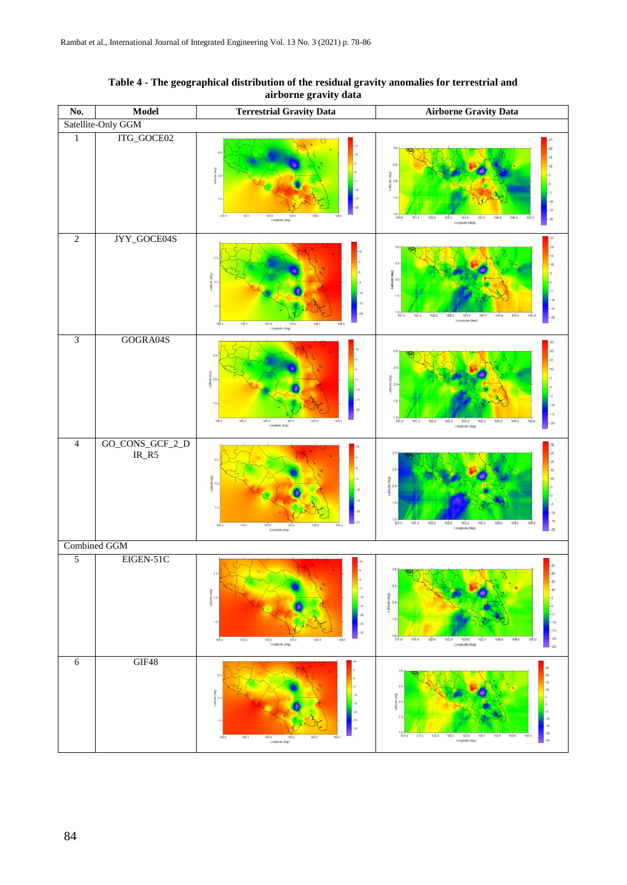**Table 4 - The geographical distribution of the residual gravity anomalies for terrestrial and airborne gravity data**

| No. | Model | Terrestrial Gravity Data | Airborne Gravity Data |
|---|---|---|---|
| Satellite-Only GGM | | | |
| 1 | ITG_GOCE02 | | |
| 2 | JYY_GOCE04S | | |
| 3 | GOGRA04S | | |
| 4 | GO_CONS_GCF_2_DIR_R5 | | |
| Combined GGM | | | |
| 5 | EIGEN-51C | | |
| 6 | GIF48 | | |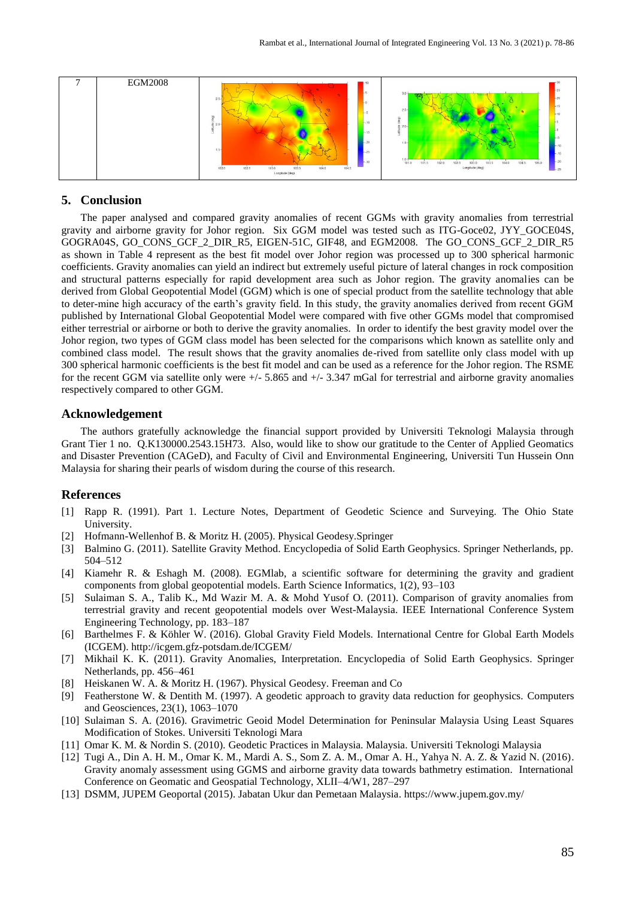| 7 | EGM2008 | | |
|---|---|---|---|

## 5. Conclusion

The paper analysed and compared gravity anomalies of recent GGMs with gravity anomalies from terrestrial gravity and airborne gravity for Johor region. Six GGM model was tested such as ITG-Goce02, JYY_GOCE04S, GOGRA04S, GO_CONS_GCF_2_DIR_R5, EIGEN-51C, GIF48, and EGM2008. The GO_CONS_GCF_2_DIR_R5 as shown in Table 4 represent as the best fit model over Johor region was processed up to 300 spherical harmonic coefficients. Gravity anomalies can yield an indirect but extremely useful picture of lateral changes in rock composition and structural patterns especially for rapid development area such as Johor region. The gravity anomalies can be derived from Global Geopotential Model (GGM) which is one of special product from the satellite technology that able to deter-mine high accuracy of the earth's gravity field. In this study, the gravity anomalies derived from recent GGM published by International Global Geopotential Model were compared with five other GGMs model that compromised either terrestrial or airborne or both to derive the gravity anomalies. In order to identify the best gravity model over the Johor region, two types of GGM class model has been selected for the comparisons which known as satellite only and combined class model. The result shows that the gravity anomalies de-rived from satellite only class model with up 300 spherical harmonic coefficients is the best fit model and can be used as a reference for the Johor region. The RSME for the recent GGM via satellite only were +/- 5.865 and +/- 3.347 mGal for terrestrial and airborne gravity anomalies respectively compared to other GGM.

### Acknowledgement

The authors gratefully acknowledge the financial support provided by Universiti Teknologi Malaysia through Grant Tier 1 no. Q.K130000.2543.15H73. Also, would like to show our gratitude to the Center of Applied Geomatics and Disaster Prevention (CAGeD), and Faculty of Civil and Environmental Engineering, Universiti Tun Hussein Onn Malaysia for sharing their pearls of wisdom during the course of this research.

### References

[1] Rapp R. (1991). Part 1. Lecture Notes, Department of Geodetic Science and Surveying. The Ohio State University.

[2] Hofmann-Wellenhof B. & Moritz H. (2005). Physical Geodesy.Springer

[3] Balmino G. (2011). Satellite Gravity Method. Encyclopedia of Solid Earth Geophysics. Springer Netherlands, pp. 504–512

[4] Kiamehr R. & Eshagh M. (2008). EGMlab, a scientific software for determining the gravity and gradient components from global geopotential models. Earth Science Informatics, 1(2), 93–103

[5] Sulaiman S. A., Talib K., Md Wazir M. A. & Mohd Yusof O. (2011). Comparison of gravity anomalies from terrestrial gravity and recent geopotential models over West-Malaysia. IEEE International Conference System Engineering Technology, pp. 183–187

[6] Barthelmes F. & Köhler W. (2016). Global Gravity Field Models. International Centre for Global Earth Models (ICGEM). http://icgem.gfz-potsdam.de/ICGEM/

[7] Mikhail K. K. (2011). Gravity Anomalies, Interpretation. Encyclopedia of Solid Earth Geophysics. Springer Netherlands, pp. 456–461

[8] Heiskanen W. A. & Moritz H. (1967). Physical Geodesy. Freeman and Co

[9] Featherstone W. & Dentith M. (1997). A geodetic approach to gravity data reduction for geophysics. Computers and Geosciences, 23(1), 1063–1070

[10] Sulaiman S. A. (2016). Gravimetric Geoid Model Determination for Peninsular Malaysia Using Least Squares Modification of Stokes. Universiti Teknologi Mara

[11] Omar K. M. & Nordin S. (2010). Geodetic Practices in Malaysia. Malaysia. Universiti Teknologi Malaysia

[12] Tugi A., Din A. H. M., Omar K. M., Mardi A. S., Som Z. A. M., Omar A. H., Yahya N. A. Z. & Yazid N. (2016). Gravity anomaly assessment using GGMS and airborne gravity data towards bathmetry estimation. International Conference on Geomatic and Geospatial Technology, XLII–4/W1, 287–297

[13] DSMM, JUPEM Geoportal (2015). Jabatan Ukur dan Pemetaan Malaysia. https://www.jupem.gov.my/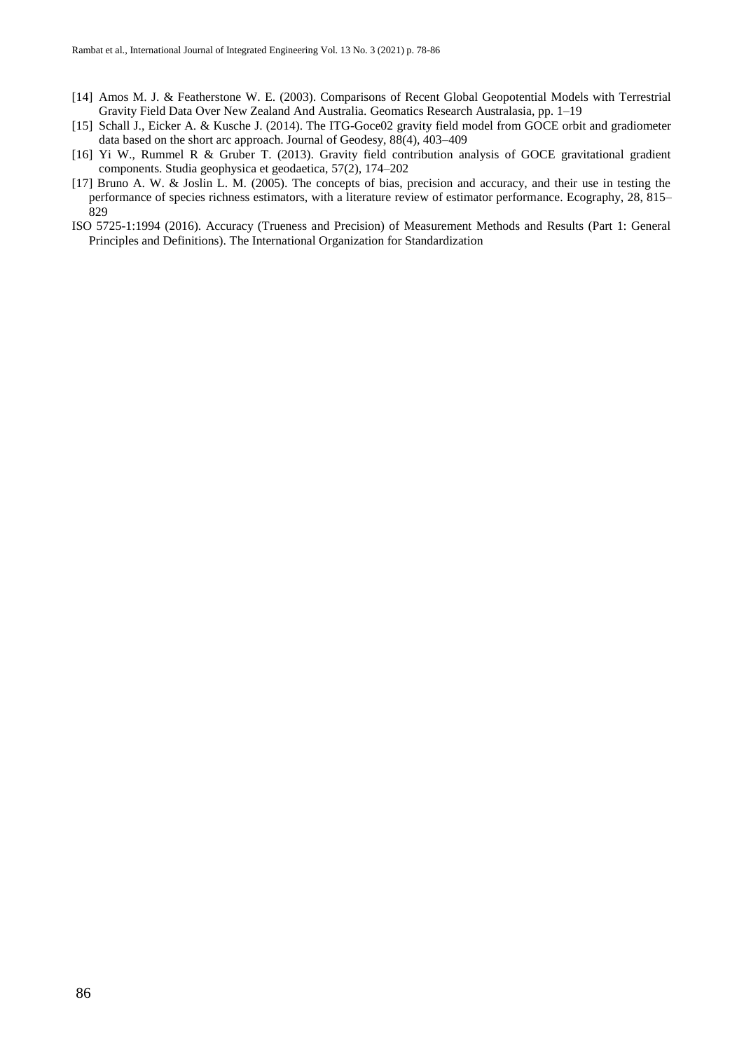[14] Amos M. J. & Featherstone W. E. (2003). Comparisons of Recent Global Geopotential Models with Terrestrial Gravity Field Data Over New Zealand And Australia. Geomatics Research Australasia, pp. 1–19

[15] Schall J., Eicker A. & Kusche J. (2014). The ITG-Goce02 gravity field model from GOCE orbit and gradiometer data based on the short arc approach. Journal of Geodesy, 88(4), 403–409

[16] Yi W., Rummel R & Gruber T. (2013). Gravity field contribution analysis of GOCE gravitational gradient components. Studia geophysica et geodaetica, 57(2), 174–202

[17] Bruno A. W. & Joslin L. M. (2005). The concepts of bias, precision and accuracy, and their use in testing the performance of species richness estimators, with a literature review of estimator performance. Ecography, 28, 815–829

ISO 5725-1:1994 (2016). Accuracy (Trueness and Precision) of Measurement Methods and Results (Part 1: General Principles and Definitions). The International Organization for Standardization